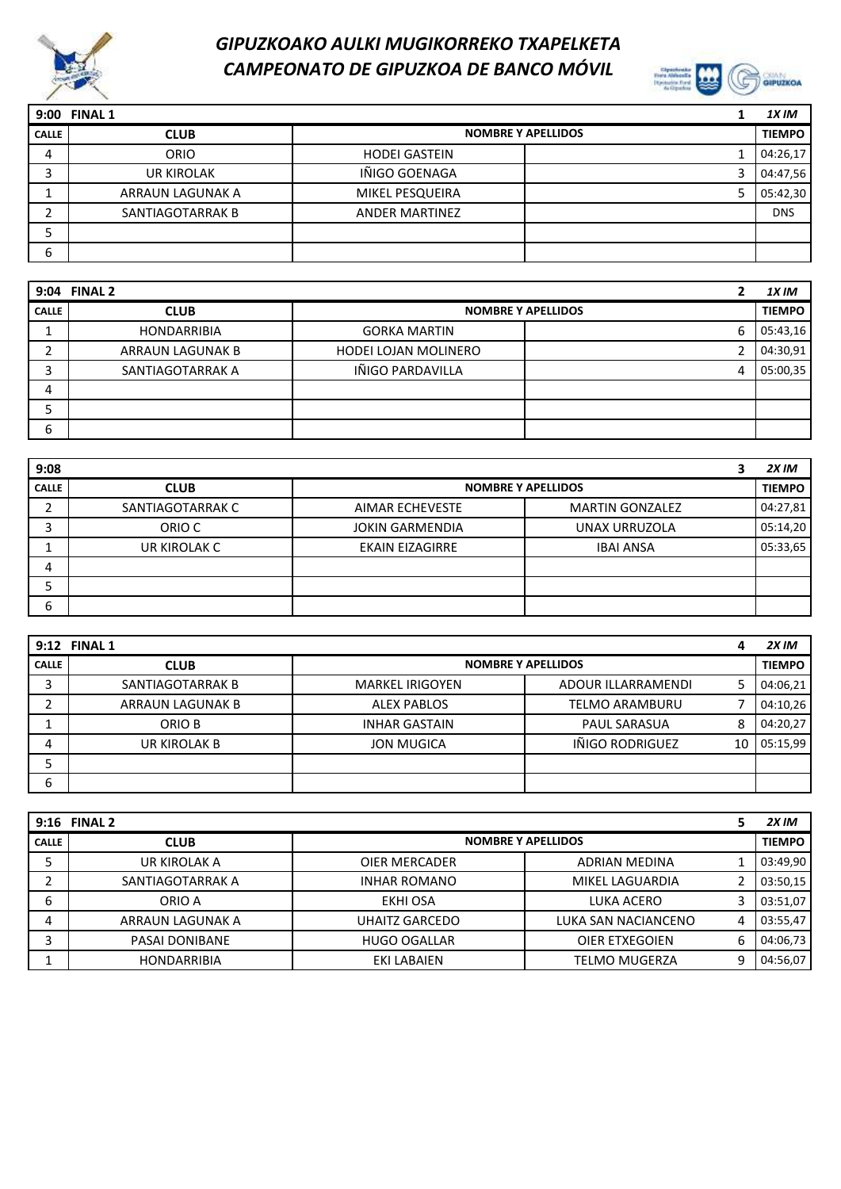# GIPUZKOAKO AULKI MUGIKORREKO TXAPELKETA
# CAMPEONATO DE GIPUZKOA DE BANCO MÓVIL

| 9:00 FINAL 1 | | | | 1 | 1X IM |
|---|---|---|---|---|---|
| CALLE | CLUB | NOMBRE Y APELLIDOS | | | TIEMPO |
| 4 | ORIO | HODEI GASTEIN | | 1 | 04:26,17 |
| 3 | UR KIROLAK | IÑIGO GOENAGA | | 3 | 04:47,56 |
| 1 | ARRAUN LAGUNAK A | MIKEL PESQUEIRA | | 5 | 05:42,30 |
| 2 | SANTIAGOTARRAK B | ANDER MARTINEZ | | | DNS |
| 5 | | | | | |
| 6 | | | | | |

| 9:04 FINAL 2 | | | | 2 | 1X IM |
|---|---|---|---|---|---|
| CALLE | CLUB | NOMBRE Y APELLIDOS | | | TIEMPO |
| 1 | HONDARRIBIA | GORKA MARTIN | | 6 | 05:43,16 |
| 2 | ARRAUN LAGUNAK B | HODEI LOJAN MOLINERO | | 2 | 04:30,91 |
| 3 | SANTIAGOTARRAK A | IÑIGO PARDAVILLA | | 4 | 05:00,35 |
| 4 | | | | | |
| 5 | | | | | |
| 6 | | | | | |

| 9:08 | | | | 3 | 2X IM |
|---|---|---|---|---|---|
| CALLE | CLUB | NOMBRE Y APELLIDOS | | | TIEMPO |
| 2 | SANTIAGOTARRAK C | AIMAR ECHEVESTE | MARTIN GONZALEZ | | 04:27,81 |
| 3 | ORIO C | JOKIN GARMENDIA | UNAX URRUZOLA | | 05:14,20 |
| 1 | UR KIROLAK C | EKAIN EIZAGIRRE | IBAI ANSA | | 05:33,65 |
| 4 | | | | | |
| 5 | | | | | |
| 6 | | | | | |

| 9:12 FINAL 1 | | | | 4 | 2X IM |
|---|---|---|---|---|---|
| CALLE | CLUB | NOMBRE Y APELLIDOS | | | TIEMPO |
| 3 | SANTIAGOTARRAK B | MARKEL IRIGOYEN | ADOUR ILLARRAMENDI | 5 | 04:06,21 |
| 2 | ARRAUN LAGUNAK B | ALEX PABLOS | TELMO ARAMBURU | 7 | 04:10,26 |
| 1 | ORIO B | INHAR GASTAIN | PAUL SARASUA | 8 | 04:20,27 |
| 4 | UR KIROLAK B | JON MUGICA | IÑIGO RODRIGUEZ | 10 | 05:15,99 |
| 5 | | | | | |
| 6 | | | | | |

| 9:16 FINAL 2 | | | | 5 | 2X IM |
|---|---|---|---|---|---|
| CALLE | CLUB | NOMBRE Y APELLIDOS | | | TIEMPO |
| 5 | UR KIROLAK A | OIER MERCADER | ADRIAN MEDINA | 1 | 03:49,90 |
| 2 | SANTIAGOTARRAK A | INHAR ROMANO | MIKEL LAGUARDIA | 2 | 03:50,15 |
| 6 | ORIO A | EKHI OSA | LUKA ACERO | 3 | 03:51,07 |
| 4 | ARRAUN LAGUNAK A | UHAITZ GARCEDO | LUKA SAN NACIANCENO | 4 | 03:55,47 |
| 3 | PASAI DONIBANE | HUGO OGALLAR | OIER ETXEGOIEN | 6 | 04:06,73 |
| 1 | HONDARRIBIA | EKI LABAIEN | TELMO MUGERZA | 9 | 04:56,07 |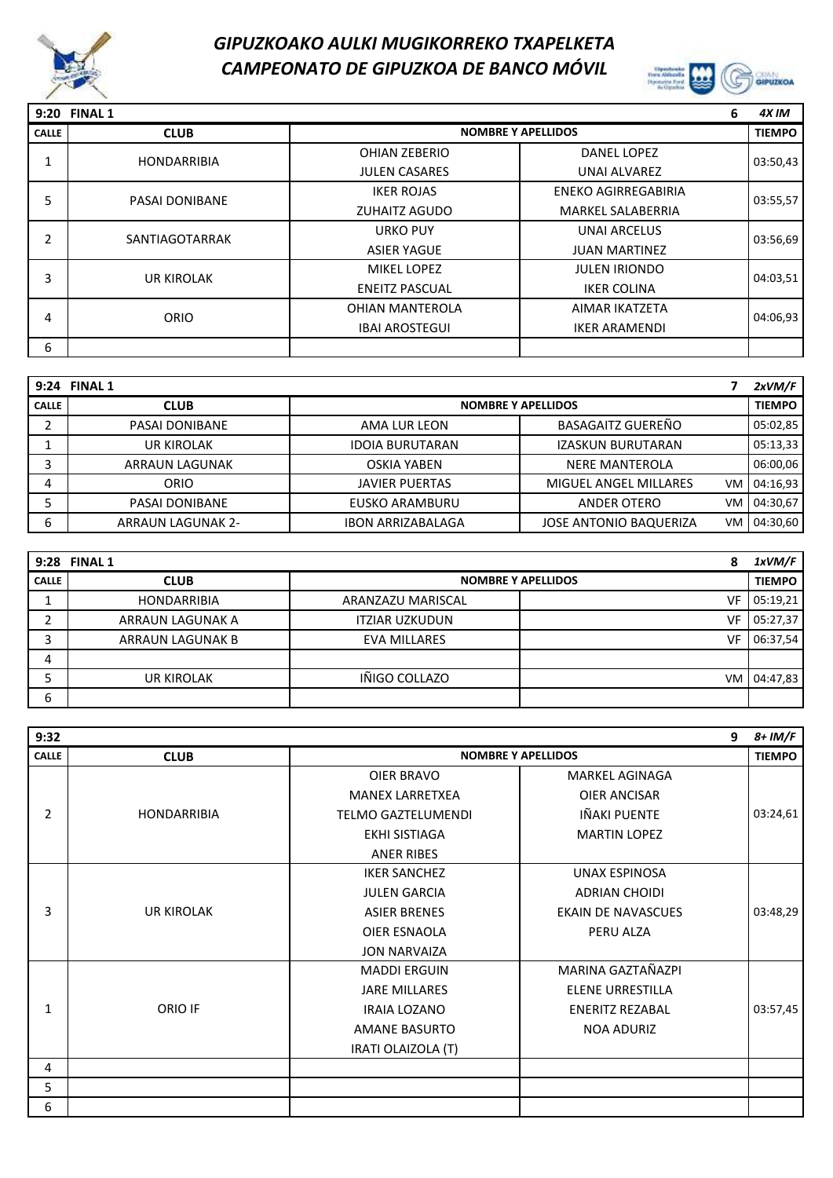# GIPUZKOAKO AULKI MUGIKORREKO TXAPELKETA
# CAMPEONATO DE GIPUZKOA DE BANCO MÓVIL

| 9:20 FINAL 1 | | | 6 | 4X IM |
|---|---|---|---|---|
| CALLE | CLUB | NOMBRE Y APELLIDOS | | TIEMPO |
| 1 | HONDARRIBIA | OHIAN ZEBERIO<br>JULEN CASARES | DANEL LOPEZ<br>UNAI ALVAREZ | 03:50,43 |
| 5 | PASAI DONIBANE | IKER ROJAS<br>ZUHAITZ AGUDO | ENEKO AGIRREGABIRIA<br>MARKEL SALABERRIA | 03:55,57 |
| 2 | SANTIAGOTARRAK | URKO PUY<br>ASIER YAGUE | UNAI ARCELUS<br>JUAN MARTINEZ | 03:56,69 |
| 3 | UR KIROLAK | MIKEL LOPEZ<br>ENEITZ PASCUAL | JULEN IRIONDO<br>IKER COLINA | 04:03,51 |
| 4 | ORIO | OHIAN MANTEROLA<br>IBAI AROSTEGUI | AIMAR IKATZETA<br>IKER ARAMENDI | 04:06,93 |
| 6 | | | | |

| 9:24 FINAL 1 | | | | 7 | 2xVM/F |
|---|---|---|---|---|---|
| CALLE | CLUB | NOMBRE Y APELLIDOS | | | TIEMPO |
| 2 | PASAI DONIBANE | AMA LUR LEON | BASAGAITZ GUEREÑO | | 05:02,85 |
| 1 | UR KIROLAK | IDOIA BURUTARAN | IZASKUN BURUTARAN | | 05:13,33 |
| 3 | ARRAUN LAGUNAK | OSKIA YABEN | NERE MANTEROLA | | 06:00,06 |
| 4 | ORIO | JAVIER PUERTAS | MIGUEL ANGEL MILLARES | VM | 04:16,93 |
| 5 | PASAI DONIBANE | EUSKO ARAMBURU | ANDER OTERO | VM | 04:30,67 |
| 6 | ARRAUN LAGUNAK 2- | IBON ARRIZABALAGA | JOSE ANTONIO BAQUERIZA | VM | 04:30,60 |

| 9:28 FINAL 1 | | | | 8 | 1xVM/F |
|---|---|---|---|---|---|
| CALLE | CLUB | NOMBRE Y APELLIDOS | | | TIEMPO |
| 1 | HONDARRIBIA | ARANZAZU MARISCAL | | VF | 05:19,21 |
| 2 | ARRAUN LAGUNAK A | ITZIAR UZKUDUN | | VF | 05:27,37 |
| 3 | ARRAUN LAGUNAK B | EVA MILLARES | | VF | 06:37,54 |
| 4 | | | | | |
| 5 | UR KIROLAK | IÑIGO COLLAZO | | VM | 04:47,83 |
| 6 | | | | | |

| 9:32 | | | 9 | 8+ IM/F |
|---|---|---|---|---|
| CALLE | CLUB | NOMBRE Y APELLIDOS | | TIEMPO |
| 2 | HONDARRIBIA | OIER BRAVO<br>MANEX LARRETXEA<br>TELMO GAZTELUMENDI<br>EKHI SISTIAGA<br>ANER RIBES | MARKEL AGINAGA<br>OIER ANCISAR<br>IÑAKI PUENTE<br>MARTIN LOPEZ | 03:24,61 |
| 3 | UR KIROLAK | IKER SANCHEZ<br>JULEN GARCIA<br>ASIER BRENES<br>OIER ESNAOLA<br>JON NARVAIZA | UNAX ESPINOSA<br>ADRIAN CHOIDI<br>EKAIN DE NAVASCUES<br>PERU ALZA | 03:48,29 |
| 1 | ORIO IF | MADDI ERGUIN<br>JARE MILLARES<br>IRAIA LOZANO<br>AMANE BASURTO<br>IRATI OLAIZOLA (T) | MARINA GAZTAÑAZPI<br>ELENE URRESTILLA<br>ENERITZ REZABAL<br>NOA ADURIZ | 03:57,45 |
| 4 | | | | |
| 5 | | | | |
| 6 | | | | |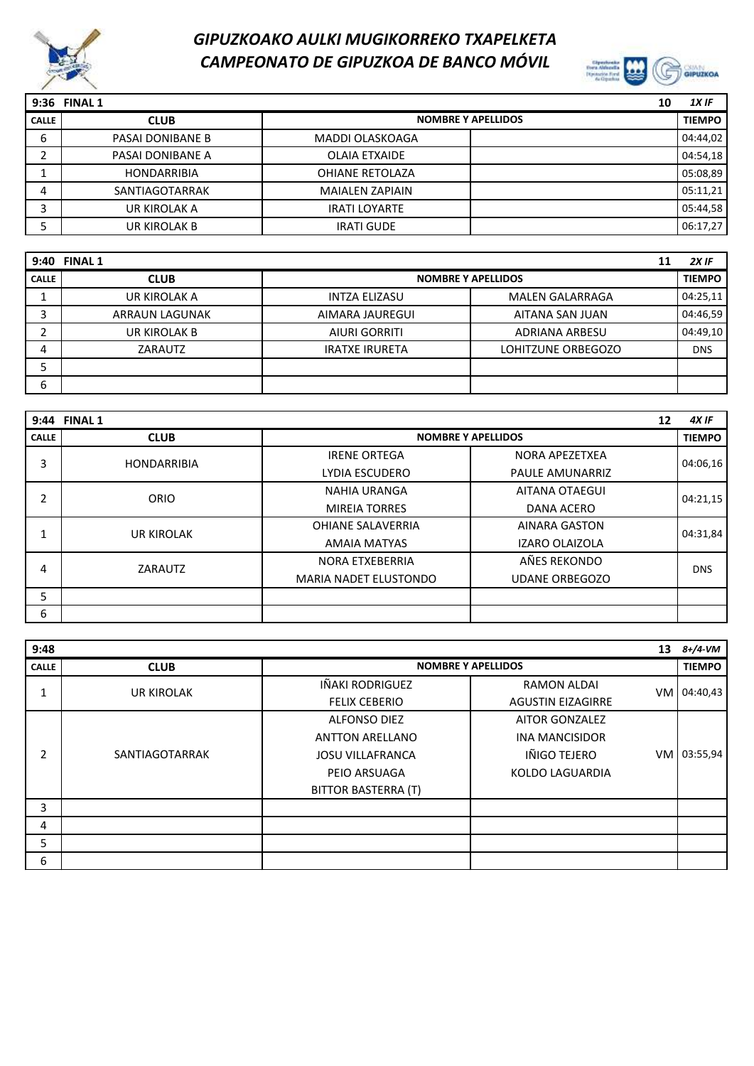# GIPUZKOAKO AULKI MUGIKORREKO TXAPELKETA
# CAMPEONATO DE GIPUZKOA DE BANCO MÓVIL

| 9:36 FINAL 1 | | | 10 | 1X IF |
|---|---|---|---|---|
| CALLE | CLUB | NOMBRE Y APELLIDOS | | TIEMPO |
| 6 | PASAI DONIBANE B | MADDI OLASKOAGA | | 04:44,02 |
| 2 | PASAI DONIBANE A | OLAIA ETXAIDE | | 04:54,18 |
| 1 | HONDARRIBIA | OHIANE RETOLAZA | | 05:08,89 |
| 4 | SANTIAGOTARRAK | MAIALEN ZAPIAIN | | 05:11,21 |
| 3 | UR KIROLAK A | IRATI LOYARTE | | 05:44,58 |
| 5 | UR KIROLAK B | IRATI GUDE | | 06:17,27 |

| 9:40 FINAL 1 | | | 11 | 2X IF |
|---|---|---|---|---|
| CALLE | CLUB | NOMBRE Y APELLIDOS | | TIEMPO |
| 1 | UR KIROLAK A | INTZA ELIZASU | MALEN GALARRAGA | 04:25,11 |
| 3 | ARRAUN LAGUNAK | AIMARA JAUREGUI | AITANA SAN JUAN | 04:46,59 |
| 2 | UR KIROLAK B | AIURI GORRITI | ADRIANA ARBESU | 04:49,10 |
| 4 | ZARAUTZ | IRATXE IRURETA | LOHITZUNE ORBEGOZO | DNS |
| 5 | | | | |
| 6 | | | | |

| 9:44 FINAL 1 | | | 12 | 4X IF |
|---|---|---|---|---|
| CALLE | CLUB | NOMBRE Y APELLIDOS | | TIEMPO |
| 3 | HONDARRIBIA | IRENE ORTEGA<br>LYDIA ESCUDERO | NORA APEZETXEA<br>PAULE AMUNARRIZ | 04:06,16 |
| 2 | ORIO | NAHIA URANGA<br>MIREIA TORRES | AITANA OTAEGUI<br>DANA ACERO | 04:21,15 |
| 1 | UR KIROLAK | OHIANE SALAVERRIA<br>AMAIA MATYAS | AINARA GASTON<br>IZARO OLAIZOLA | 04:31,84 |
| 4 | ZARAUTZ | NORA ETXEBERRIA<br>MARIA NADET ELUSTONDO | AÑES REKONDO<br>UDANE ORBEGOZO | DNS |
| 5 | | | | |
| 6 | | | | |

| 9:48 | | | 13 | 8+/4-VM |
|---|---|---|---|---|
| CALLE | CLUB | NOMBRE Y APELLIDOS | | TIEMPO |
| 1 | UR KIROLAK | IÑAKI RODRIGUEZ<br>FELIX CEBERIO | RAMON ALDAI<br>AGUSTIN EIZAGIRRE | VM 04:40,43 |
| 2 | SANTIAGOTARRAK | ALFONSO DIEZ<br>ANTTON ARELLANO<br>JOSU VILLAFRANCA<br>PEIO ARSUAGA<br>BITTOR BASTERRA (T) | AITOR GONZALEZ<br>INA MANCISIDOR<br>IÑIGO TEJERO<br>KOLDO LAGUARDIA | VM 03:55,94 |
| 3 | | | | |
| 4 | | | | |
| 5 | | | | |
| 6 | | | | |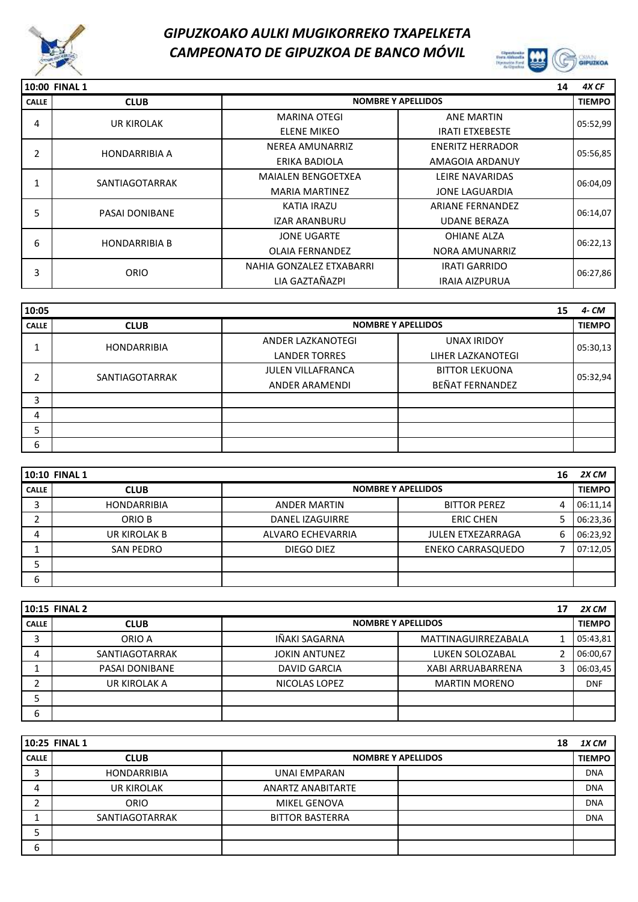# GIPUZKOAKO AULKI MUGIKORREKO TXAPELKETA
# CAMPEONATO DE GIPUZKOA DE BANCO MÓVIL

| 10:00 FINAL 1 | | | | 14 | 4X CF |
|---|---|---|---|---|---|
| CALLE | CLUB | NOMBRE Y APELLIDOS | | | TIEMPO |
| 4 | UR KIROLAK | MARINA OTEGI<br>ELENE MIKEO | ANE MARTIN<br>IRATI ETXEBESTE | | 05:52,99 |
| 2 | HONDARRIBIA A | NEREA AMUNARRIZ<br>ERIKA BADIOLA | ENERITZ HERRADOR<br>AMAGOIA ARDANUY | | 05:56,85 |
| 1 | SANTIAGOTARRAK | MAIALEN BENGOETXEA<br>MARIA MARTINEZ | LEIRE NAVARIDAS<br>JONE LAGUARDIA | | 06:04,09 |
| 5 | PASAI DONIBANE | KATIA IRAZU<br>IZAR ARANBURU | ARIANE FERNANDEZ<br>UDANE BERAZA | | 06:14,07 |
| 6 | HONDARRIBIA B | JONE UGARTE<br>OLAIA FERNANDEZ | OHIANE ALZA<br>NORA AMUNARRIZ | | 06:22,13 |
| 3 | ORIO | NAHIA GONZALEZ ETXABARRI<br>LIA GAZTAÑAZPI | IRATI GARRIDO<br>IRAIA AIZPURUA | | 06:27,86 |

| 10:05 | | | | 15 | 4- CM |
|---|---|---|---|---|---|
| CALLE | CLUB | NOMBRE Y APELLIDOS | | | TIEMPO |
| 1 | HONDARRIBIA | ANDER LAZKANOTEGI<br>LANDER TORRES | UNAX IRIDOY<br>LIHER LAZKANOTEGI | | 05:30,13 |
| 2 | SANTIAGOTARRAK | JULEN VILLAFRANCA<br>ANDER ARAMENDI | BITTOR LEKUONA<br>BEÑAT FERNANDEZ | | 05:32,94 |
| 3 | | | | | |
| 4 | | | | | |
| 5 | | | | | |
| 6 | | | | | |

| 10:10 FINAL 1 | | | | 16 | 2X CM |
|---|---|---|---|---|---|
| CALLE | CLUB | NOMBRE Y APELLIDOS | | | TIEMPO |
| 3 | HONDARRIBIA | ANDER MARTIN | BITTOR PEREZ | 4 | 06:11,14 |
| 2 | ORIO B | DANEL IZAGUIRRE | ERIC CHEN | 5 | 06:23,36 |
| 4 | UR KIROLAK B | ALVARO ECHEVARRIA | JULEN ETXEZARRAGA | 6 | 06:23,92 |
| 1 | SAN PEDRO | DIEGO DIEZ | ENEKO CARRASQUEDO | 7 | 07:12,05 |
| 5 | | | | | |
| 6 | | | | | |

| 10:15 FINAL 2 | | | | 17 | 2X CM |
|---|---|---|---|---|---|
| CALLE | CLUB | NOMBRE Y APELLIDOS | | | TIEMPO |
| 3 | ORIO A | IÑAKI SAGARNA | MATTINAGUIRREZABALA | 1 | 05:43,81 |
| 4 | SANTIAGOTARRAK | JOKIN ANTUNEZ | LUKEN SOLOZABAL | 2 | 06:00,67 |
| 1 | PASAI DONIBANE | DAVID GARCIA | XABI ARRUABARRENA | 3 | 06:03,45 |
| 2 | UR KIROLAK A | NICOLAS LOPEZ | MARTIN MORENO | | DNF |
| 5 | | | | | |
| 6 | | | | | |

| 10:25 FINAL 1 | | | | 18 | 1X CM |
|---|---|---|---|---|---|
| CALLE | CLUB | NOMBRE Y APELLIDOS | | | TIEMPO |
| 3 | HONDARRIBIA | UNAI EMPARAN | | | DNA |
| 4 | UR KIROLAK | ANARTZ ANABITARTE | | | DNA |
| 2 | ORIO | MIKEL GENOVA | | | DNA |
| 1 | SANTIAGOTARRAK | BITTOR BASTERRA | | | DNA |
| 5 | | | | | |
| 6 | | | | | |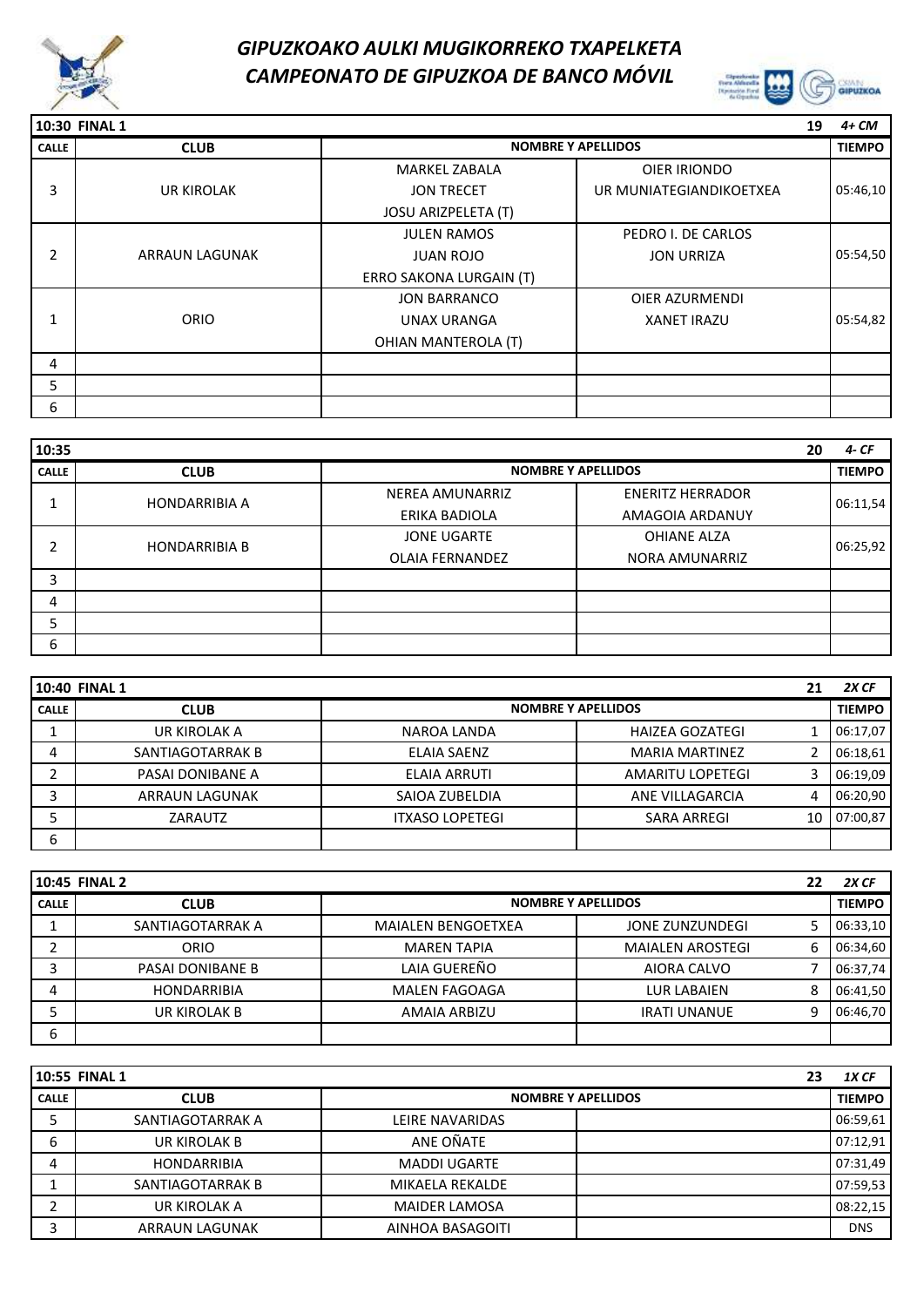# GIPUZKOAKO AULKI MUGIKORREKO TXAPELKETA
# CAMPEONATO DE GIPUZKOA DE BANCO MÓVIL

| 10:30 FINAL 1 | | | | 19 | 4+ CM |
|---|---|---|---|---|---|
| CALLE | CLUB | NOMBRE Y APELLIDOS | | | TIEMPO |
| 3 | UR KIROLAK | MARKEL ZABALA<br>JON TRECET<br>JOSU ARIZPELETA (T) | OIER IRIONDO<br>UR MUNIATEGIANDIKOETXEA | | 05:46,10 |
| 2 | ARRAUN LAGUNAK | JULEN RAMOS<br>JUAN ROJO<br>ERRO SAKONA LURGAIN (T) | PEDRO I. DE CARLOS<br>JON URRIZA | | 05:54,50 |
| 1 | ORIO | JON BARRANCO<br>UNAX URANGA<br>OHIAN MANTEROLA (T) | OIER AZURMENDI<br>XANET IRAZU | | 05:54,82 |
| 4 | | | | | |
| 5 | | | | | |
| 6 | | | | | |

| 10:35 | | | | 20 | 4- CF |
|---|---|---|---|---|---|
| CALLE | CLUB | NOMBRE Y APELLIDOS | | | TIEMPO |
| 1 | HONDARRIBIA A | NEREA AMUNARRIZ<br>ERIKA BADIOLA | ENERITZ HERRADOR<br>AMAGOIA ARDANUY | | 06:11,54 |
| 2 | HONDARRIBIA B | JONE UGARTE<br>OLAIA FERNANDEZ | OHIANE ALZA<br>NORA AMUNARRIZ | | 06:25,92 |
| 3 | | | | | |
| 4 | | | | | |
| 5 | | | | | |
| 6 | | | | | |

| 10:40 FINAL 1 | | | | 21 | 2X CF |
|---|---|---|---|---|---|
| CALLE | CLUB | NOMBRE Y APELLIDOS | | | TIEMPO |
| 1 | UR KIROLAK A | NAROA LANDA | HAIZEA GOZATEGI | 1 | 06:17,07 |
| 4 | SANTIAGOTARRAK B | ELAIA SAENZ | MARIA MARTINEZ | 2 | 06:18,61 |
| 2 | PASAI DONIBANE A | ELAIA ARRUTI | AMARITU LOPETEGI | 3 | 06:19,09 |
| 3 | ARRAUN LAGUNAK | SAIOA ZUBELDIA | ANE VILLAGARCIA | 4 | 06:20,90 |
| 5 | ZARAUTZ | ITXASO LOPETEGI | SARA ARREGI | 10 | 07:00,87 |
| 6 | | | | | |

| 10:45 FINAL 2 | | | | 22 | 2X CF |
|---|---|---|---|---|---|
| CALLE | CLUB | NOMBRE Y APELLIDOS | | | TIEMPO |
| 1 | SANTIAGOTARRAK A | MAIALEN BENGOETXEA | JONE ZUNZUNDEGI | 5 | 06:33,10 |
| 2 | ORIO | MAREN TAPIA | MAIALEN AROSTEGI | 6 | 06:34,60 |
| 3 | PASAI DONIBANE B | LAIA GUEREÑO | AIORA CALVO | 7 | 06:37,74 |
| 4 | HONDARRIBIA | MALEN FAGOAGA | LUR LABAIEN | 8 | 06:41,50 |
| 5 | UR KIROLAK B | AMAIA ARBIZU | IRATI UNANUE | 9 | 06:46,70 |
| 6 | | | | | |

| 10:55 FINAL 1 | | | | 23 | 1X CF |
|---|---|---|---|---|---|
| CALLE | CLUB | NOMBRE Y APELLIDOS | | | TIEMPO |
| 5 | SANTIAGOTARRAK A | LEIRE NAVARIDAS | | | 06:59,61 |
| 6 | UR KIROLAK B | ANE OÑATE | | | 07:12,91 |
| 4 | HONDARRIBIA | MADDI UGARTE | | | 07:31,49 |
| 1 | SANTIAGOTARRAK B | MIKAELA REKALDE | | | 07:59,53 |
| 2 | UR KIROLAK A | MAIDER LAMOSA | | | 08:22,15 |
| 3 | ARRAUN LAGUNAK | AINHOA BASAGOITI | | | DNS |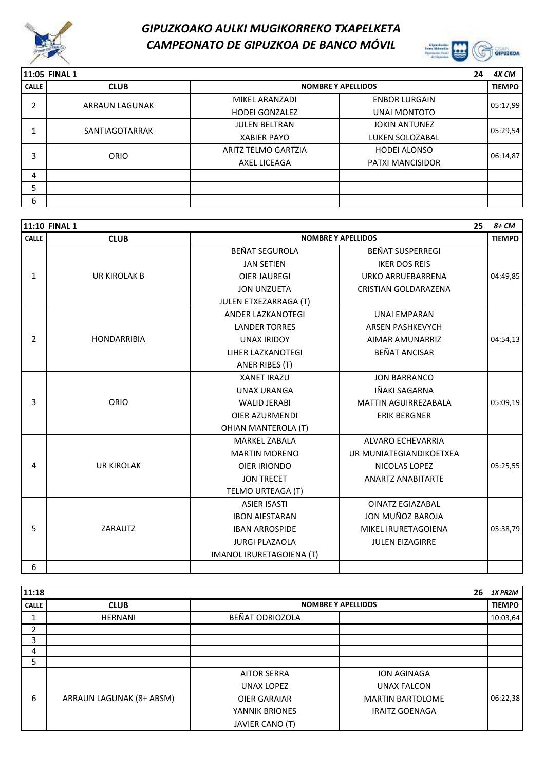# GIPUZKOAKO AULKI MUGIKORREKO TXAPELKETA
# CAMPEONATO DE GIPUZKOA DE BANCO MÓVIL

| 11:05 FINAL 1 | | | 24 | 4X CM |
|---|---|---|---|---|
| CALLE | CLUB | NOMBRE Y APELLIDOS | | TIEMPO |
| 2 | ARRAUN LAGUNAK | MIKEL ARANZADI<br>HODEI GONZALEZ | ENBOR LURGAIN<br>UNAI MONTOTO | 05:17,99 |
| 1 | SANTIAGOTARRAK | JULEN BELTRAN<br>XABIER PAYO | JOKIN ANTUNEZ<br>LUKEN SOLOZABAL | 05:29,54 |
| 3 | ORIO | ARITZ TELMO GARTZIA<br>AXEL LICEAGA | HODEI ALONSO<br>PATXI MANCISIDOR | 06:14,87 |
| 4 | | | | |
| 5 | | | | |
| 6 | | | | |

| 11:10 FINAL 1 | | | 25 | 8+ CM |
|---|---|---|---|---|
| CALLE | CLUB | NOMBRE Y APELLIDOS | | TIEMPO |
| 1 | UR KIROLAK B | BEÑAT SEGUROLA<br>JAN SETIEN<br>OIER JAUREGI<br>JON UNZUETA<br>JULEN ETXEZARRAGA (T) | BEÑAT SUSPERREGI<br>IKER DOS REIS<br>URKO ARRUEBARRENA<br>CRISTIAN GOLDARAZENA | 04:49,85 |
| 2 | HONDARRIBIA | ANDER LAZKANOTEGI<br>LANDER TORRES<br>UNAX IRIDOY<br>LIHER LAZKANOTEGI<br>ANER RIBES (T) | UNAI EMPARAN<br>ARSEN PASHKEVYCH<br>AIMAR AMUNARRIZ<br>BEÑAT ANCISAR | 04:54,13 |
| 3 | ORIO | XANET IRAZU<br>UNAX URANGA<br>WALID JERABI<br>OIER AZURMENDI<br>OHIAN MANTEROLA (T) | JON BARRANCO<br>IÑAKI SAGARNA<br>MATTIN AGUIRREZABALA<br>ERIK BERGNER | 05:09,19 |
| 4 | UR KIROLAK | MARKEL ZABALA<br>MARTIN MORENO<br>OIER IRIONDO<br>JON TRECET<br>TELMO URTEAGA (T) | ALVARO ECHEVARRIA<br>UR MUNIATEGIANDIKOETXEA<br>NICOLAS LOPEZ<br>ANARTZ ANABITARTE | 05:25,55 |
| 5 | ZARAUTZ | ASIER ISASTI<br>IBON AIESTARAN<br>IBAN ARROSPIDE<br>JURGI PLAZAOLA<br>IMANOL IRURETAGOIENA (T) | OINATZ EGIAZABAL<br>JON MUÑOZ BAROJA<br>MIKEL IRURETAGOIENA<br>JULEN EIZAGIRRE | 05:38,79 |
| 6 | | | | |

| 11:18 | | | 26 | 1X PR2M |
|---|---|---|---|---|
| CALLE | CLUB | NOMBRE Y APELLIDOS | | TIEMPO |
| 1 | HERNANI | BEÑAT ODRIOZOLA | | 10:03,64 |
| 2 | | | | |
| 3 | | | | |
| 4 | | | | |
| 5 | | | | |
| 6 | ARRAUN LAGUNAK (8+ ABSM) | AITOR SERRA<br>UNAX LOPEZ<br>OIER GARAIAR<br>YANNIK BRIONES<br>JAVIER CANO (T) | ION AGINAGA<br>UNAX FALCON<br>MARTIN BARTOLOME<br>IRAITZ GOENAGA | 06:22,38 |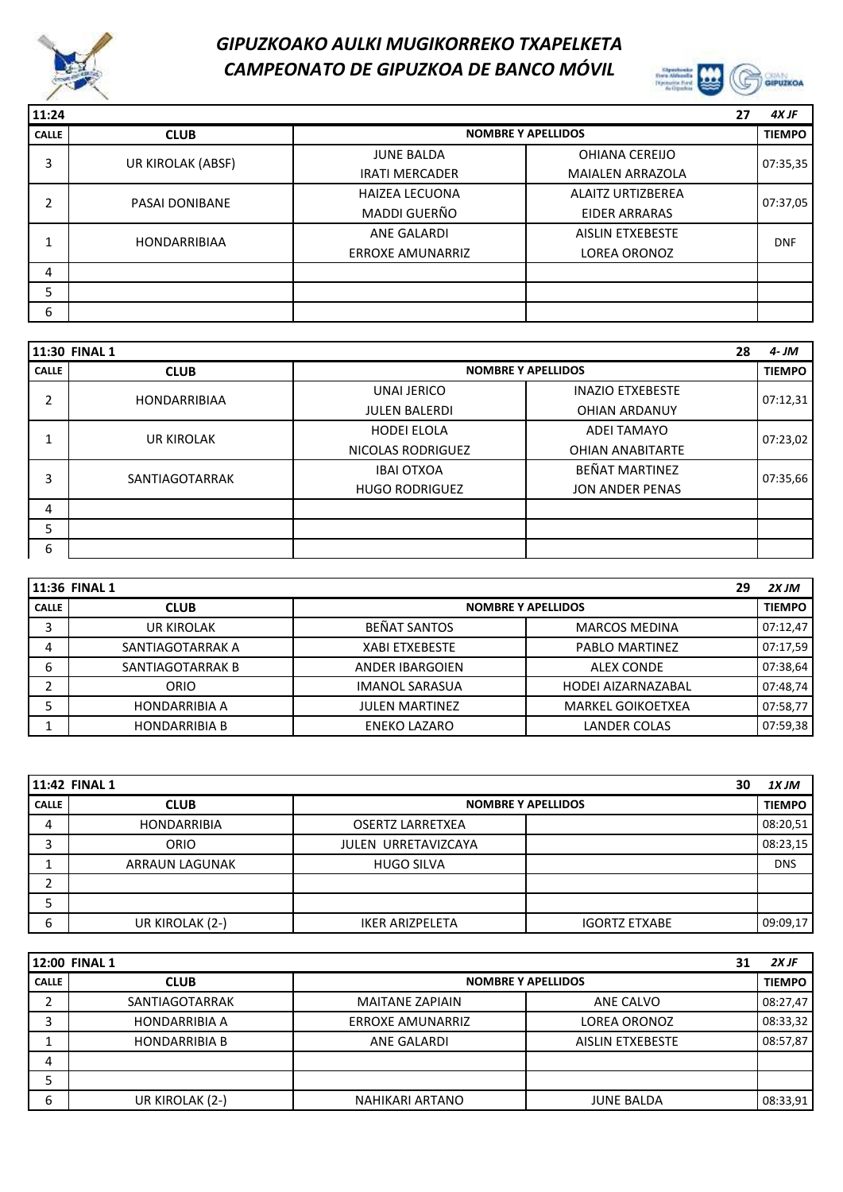# GIPUZKOAKO AULKI MUGIKORREKO TXAPELKETA
# CAMPEONATO DE GIPUZKOA DE BANCO MÓVIL

| 11:24 | | | 27 | 4X JF |
|---|---|---|---|---|
| CALLE | CLUB | NOMBRE Y APELLIDOS | | TIEMPO |
| 3 | UR KIROLAK (ABSF) | JUNE BALDA<br>IRATI MERCADER | OHIANA CEREIJO<br>MAIALEN ARRAZOLA | 07:35,35 |
| 2 | PASAI DONIBANE | HAIZEA LECUONA<br>MADDI GUEÑO | ALAITZ URTIZBEREA<br>EIDER ARRARAS | 07:37,05 |
| 1 | HONDARRIBIAA | ANE GALARDI<br>ERROXE AMUNARRIZ | AISLIN ETXEBESTE<br>LOREA ORONOZ | DNF |
| 4 | | | | |
| 5 | | | | |
| 6 | | | | |

| 11:30 FINAL 1 | | | 28 | 4- JM |
|---|---|---|---|---|
| CALLE | CLUB | NOMBRE Y APELLIDOS | | TIEMPO |
| 2 | HONDARRIBIAA | UNAI JERICO<br>JULEN BALERDI | INAZIO ETXEBESTE<br>OHIAN ARDANUY | 07:12,31 |
| 1 | UR KIROLAK | HODEI ELOLA<br>NICOLAS RODRIGUEZ | ADEI TAMAYO<br>OHIAN ANABITARTE | 07:23,02 |
| 3 | SANTIAGOTARRAK | IBAI OTXOA<br>HUGO RODRIGUEZ | BEÑAT MARTINEZ<br>JON ANDER PENAS | 07:35,66 |
| 4 | | | | |
| 5 | | | | |
| 6 | | | | |

| 11:36 FINAL 1 | | | 29 | 2X JM |
|---|---|---|---|---|
| CALLE | CLUB | NOMBRE Y APELLIDOS | | TIEMPO |
| 3 | UR KIROLAK | BEÑAT SANTOS | MARCOS MEDINA | 07:12,47 |
| 4 | SANTIAGOTARRAK A | XABI ETXEBESTE | PABLO MARTINEZ | 07:17,59 |
| 6 | SANTIAGOTARRAK B | ANDER IBARGOIEN | ALEX CONDE | 07:38,64 |
| 2 | ORIO | IMANOL SARASUA | HODEI AIZARNAZABAL | 07:48,74 |
| 5 | HONDARRIBIA A | JULEN MARTINEZ | MARKEL GOIKOETXEA | 07:58,77 |
| 1 | HONDARRIBIA B | ENEKO LAZARO | LANDER COLAS | 07:59,38 |

| 11:42 FINAL 1 | | | 30 | 1X JM |
|---|---|---|---|---|
| CALLE | CLUB | NOMBRE Y APELLIDOS | | TIEMPO |
| 4 | HONDARRIBIA | OSERTZ LARRETXEA | | 08:20,51 |
| 3 | ORIO | JULEN URRETAVIZCAYA | | 08:23,15 |
| 1 | ARRAUN LAGUNAK | HUGO SILVA | | DNS |
| 2 | | | | |
| 5 | | | | |
| 6 | UR KIROLAK (2-) | IKER ARIZPELETA | IGORTZ ETXABE | 09:09,17 |

| 12:00 FINAL 1 | | | 31 | 2X JF |
|---|---|---|---|---|
| CALLE | CLUB | NOMBRE Y APELLIDOS | | TIEMPO |
| 2 | SANTIAGOTARRAK | MAITANE ZAPIAIN | ANE CALVO | 08:27,47 |
| 3 | HONDARRIBIA A | ERROXE AMUNARRIZ | LOREA ORONOZ | 08:33,32 |
| 1 | HONDARRIBIA B | ANE GALARDI | AISLIN ETXEBESTE | 08:57,87 |
| 4 | | | | |
| 5 | | | | |
| 6 | UR KIROLAK (2-) | NAHIKARI ARTANO | JUNE BALDA | 08:33,91 |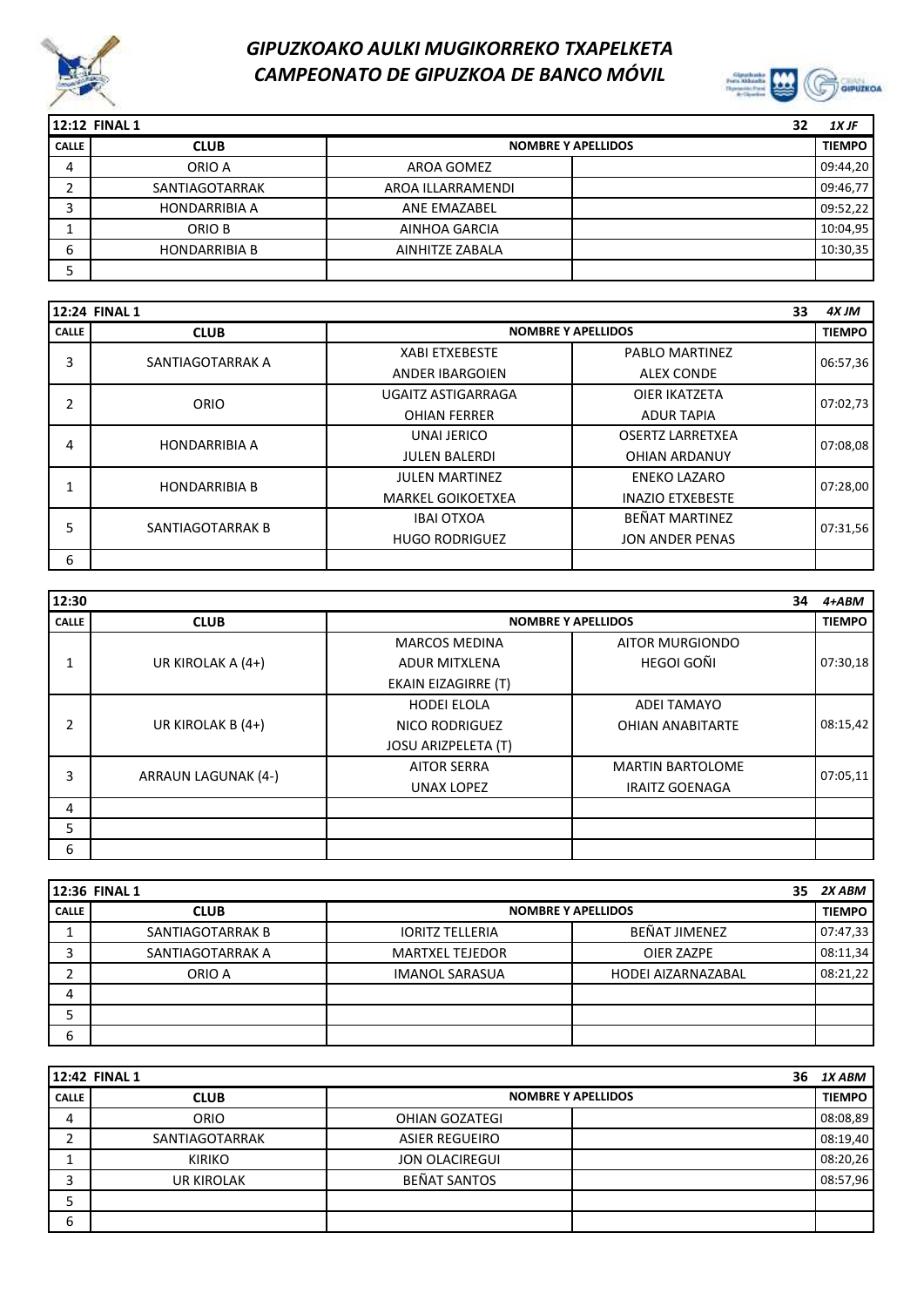# GIPUZKOAKO AULKI MUGIKORREKO TXAPELKETA
# CAMPEONATO DE GIPUZKOA DE BANCO MÓVIL

| 12:12 FINAL 1 | | | 32 | 1X JF |
|---|---|---|---|---|
| CALLE | CLUB | NOMBRE Y APELLIDOS | | TIEMPO |
| 4 | ORIO A | AROA GOMEZ | | 09:44,20 |
| 2 | SANTIAGOTARRAK | AROA ILLARRAMENDI | | 09:46,77 |
| 3 | HONDARRIBIA A | ANE EMAZABEL | | 09:52,22 |
| 1 | ORIO B | AINHOA GARCIA | | 10:04,95 |
| 6 | HONDARRIBIA B | AINHITZE ZABALA | | 10:30,35 |
| 5 | | | | |

| 12:24 FINAL 1 | | | 33 | 4X JM |
|---|---|---|---|---|
| CALLE | CLUB | NOMBRE Y APELLIDOS | | TIEMPO |
| 3 | SANTIAGOTARRAK A | XABI ETXEBESTE<br>ANDER IBARGOIEN | PABLO MARTINEZ<br>ALEX CONDE | 06:57,36 |
| 2 | ORIO | UGAITZ ASTIGARRAGA<br>OHIAN FERRER | OIER IKATZETA<br>ADUR TAPIA | 07:02,73 |
| 4 | HONDARRIBIA A | UNAI JERICO<br>JULEN BALERDI | OSERTZ LARRETXEA<br>OHIAN ARDANUY | 07:08,08 |
| 1 | HONDARRIBIA B | JULEN MARTINEZ<br>MARKEL GOIKOETXEA | ENEKO LAZARO<br>INAZIO ETXEBESTE | 07:28,00 |
| 5 | SANTIAGOTARRAK B | IBAI OTXOA<br>HUGO RODRIGUEZ | BEÑAT MARTINEZ<br>JON ANDER PENAS | 07:31,56 |
| 6 | | | | |

| 12:30 | | | 34 | 4+ABM |
|---|---|---|---|---|
| CALLE | CLUB | NOMBRE Y APELLIDOS | | TIEMPO |
| 1 | UR KIROLAK A (4+) | MARCOS MEDINA<br>ADUR MITXLENA<br>EKAIN EIZAGIRRE (T) | AITOR MURGIONDO<br>HEGOI GOÑI | 07:30,18 |
| 2 | UR KIROLAK B (4+) | HODEI ELOLA<br>NICO RODRIGUEZ<br>JOSU ARIZPELETA (T) | ADEI TAMAYO<br>OHIAN ANABITARTE | 08:15,42 |
| 3 | ARRAUN LAGUNAK (4-) | AITOR SERRA<br>UNAX LOPEZ | MARTIN BARTOLOME<br>IRAITZ GOENAGA | 07:05,11 |
| 4 | | | | |
| 5 | | | | |
| 6 | | | | |

| 12:36 FINAL 1 | | | 35 | 2X ABM |
|---|---|---|---|---|
| CALLE | CLUB | NOMBRE Y APELLIDOS | | TIEMPO |
| 1 | SANTIAGOTARRAK B | IORITZ TELLERIA | BEÑAT JIMENEZ | 07:47,33 |
| 3 | SANTIAGOTARRAK A | MARTXEL TEJEDOR | OIER ZAZPE | 08:11,34 |
| 2 | ORIO A | IMANOL SARASUA | HODEI AIZARNAZABAL | 08:21,22 |
| 4 | | | | |
| 5 | | | | |
| 6 | | | | |

| 12:42 FINAL 1 | | | 36 | 1X ABM |
|---|---|---|---|---|
| CALLE | CLUB | NOMBRE Y APELLIDOS | | TIEMPO |
| 4 | ORIO | OHIAN GOZATEGI | | 08:08,89 |
| 2 | SANTIAGOTARRAK | ASIER REGUEIRO | | 08:19,40 |
| 1 | KIRIKO | JON OLACIREGUI | | 08:20,26 |
| 3 | UR KIROLAK | BEÑAT SANTOS | | 08:57,96 |
| 5 | | | | |
| 6 | | | | |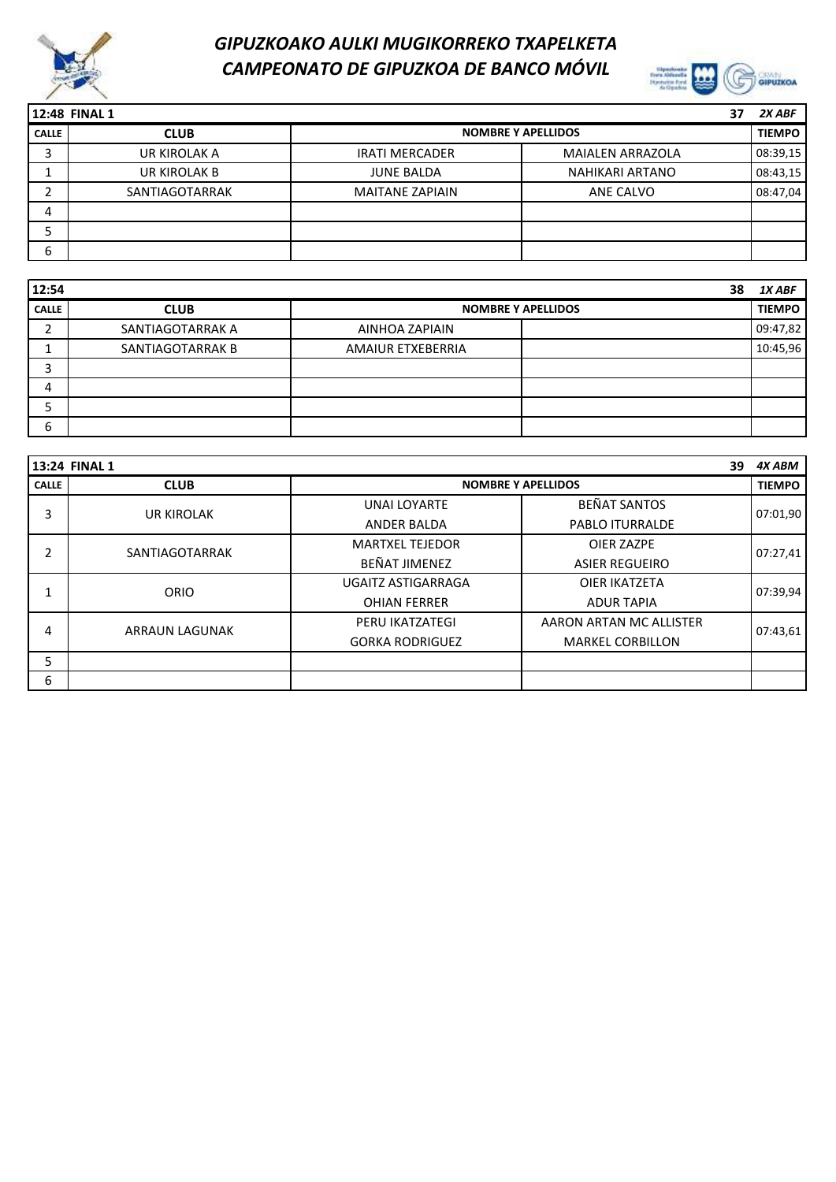# *GIPUZKOAKO AULKI MUGIKORREKO TXAPELKETA*
# *CAMPEONATO DE GIPUZKOA DE BANCO MÓVIL*

| **12:48 FINAL 1** | | | **37** | ***2X ABF*** |
|---|---|---|---|---|
| **CALLE** | **CLUB** | **NOMBRE Y APELLIDOS** | | **TIEMPO** |
| 3 | UR KIROLAK A | IRATI MERCADER | MAIALEN ARRAZOLA | 08:39,15 |
| 1 | UR KIROLAK B | JUNE BALDA | NAHIKARI ARTANO | 08:43,15 |
| 2 | SANTIAGOTARRAK | MAITANE ZAPIAIN | ANE CALVO | 08:47,04 |
| 4 | | | | |
| 5 | | | | |
| 6 | | | | |

| **12:54** | | | **38** | ***1X ABF*** |
|---|---|---|---|---|
| **CALLE** | **CLUB** | **NOMBRE Y APELLIDOS** | | **TIEMPO** |
| 2 | SANTIAGOTARRAK A | AINHOA ZAPIAIN | | 09:47,82 |
| 1 | SANTIAGOTARRAK B | AMAIUR ETXEBERRIA | | 10:45,96 |
| 3 | | | | |
| 4 | | | | |
| 5 | | | | |
| 6 | | | | |

| **13:24 FINAL 1** | | | **39** | ***4X ABM*** |
|---|---|---|---|---|
| **CALLE** | **CLUB** | **NOMBRE Y APELLIDOS** | | **TIEMPO** |
| 3 | UR KIROLAK | UNAI LOYARTE | BEÑAT SANTOS | 07:01,90 |
| | | ANDER BALDA | PABLO ITURRALDE | |
| 2 | SANTIAGOTARRAK | MARTXEL TEJEDOR | OIER ZAZPE | 07:27,41 |
| | | BEÑAT JIMENEZ | ASIER REGUEIRO | |
| 1 | ORIO | UGAITZ ASTIGARRAGA | OIER IKATZETA | 07:39,94 |
| | | OHIAN FERRER | ADUR TAPIA | |
| 4 | ARRAUN LAGUNAK | PERU IKATZATEGI | AARON ARTAN MC ALLISTER | 07:43,61 |
| | | GORKA RODRIGUEZ | MARKEL CORBILLON | |
| 5 | | | | |
| 6 | | | | |